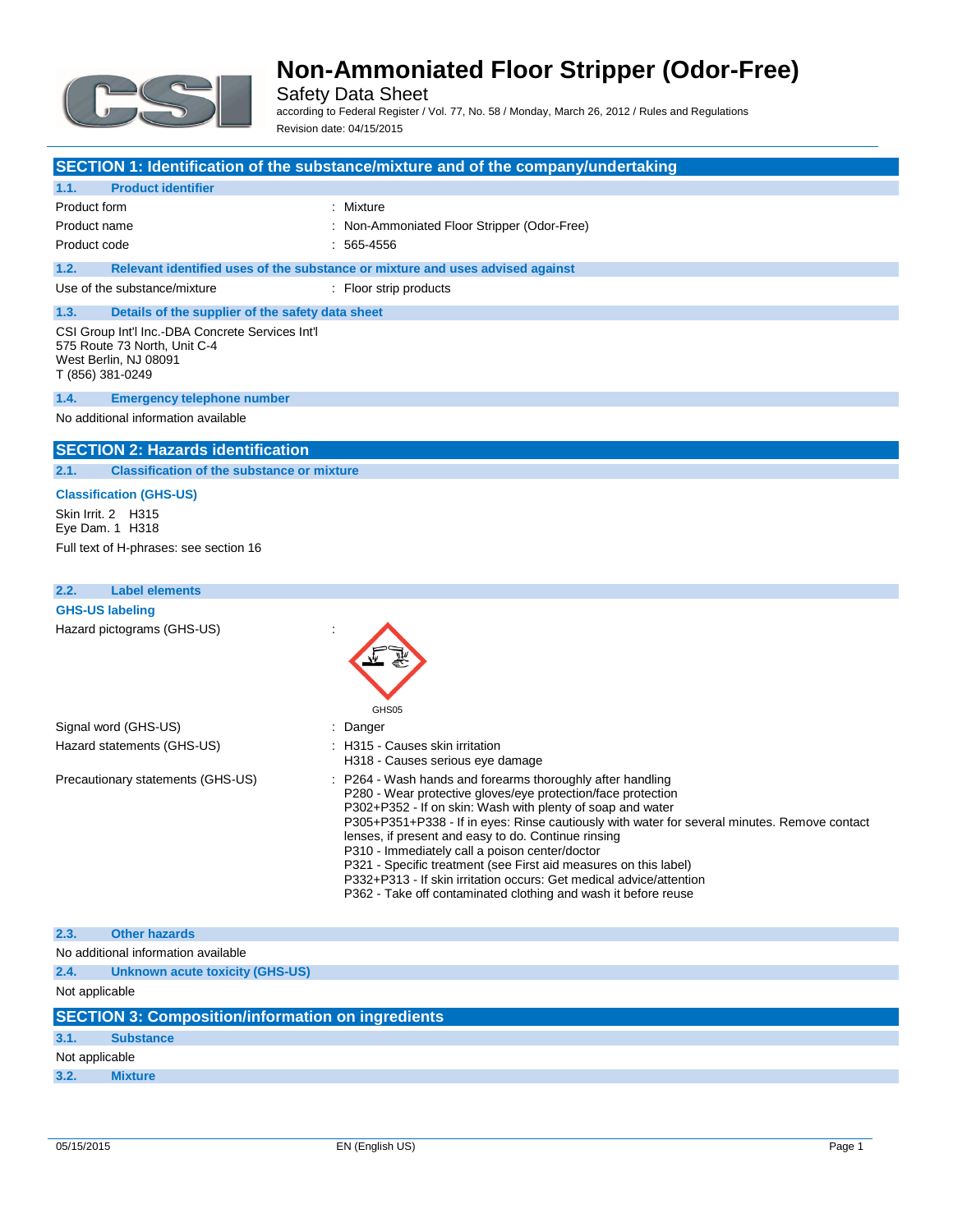# Non-Ammoniated Floor Stripper (Odor-Free)

Safety Data Sheet

according to Federal Register / Vol. 77, No. 58 / Monday, March 26, 2012 / Rules and Regulations

Revision date: 04/15/2015

## SECTION 1: Identification of the substance/mixture and of the company/undertaking

### 1.1. Product identifier

| | |
|---|---|
| Product form | : Mixture |
| Product name | : Non-Ammoniated Floor Stripper (Odor-Free) |
| Product code | : 565-4556 |

### 1.2. Relevant identified uses of the substance or mixture and uses advised against

| | |
|---|---|
| Use of the substance/mixture | : Floor strip products |

### 1.3. Details of the supplier of the safety data sheet

CSI Group Int'l Inc.-DBA Concrete Services Int'l
575 Route 73 North, Unit C-4
West Berlin, NJ 08091
T (856) 381-0249

### 1.4. Emergency telephone number

No additional information available

## SECTION 2: Hazards identification

### 2.1. Classification of the substance or mixture

**Classification (GHS-US)**

Skin Irrit. 2 H315
Eye Dam. 1 H318

Full text of H-phrases: see section 16

### 2.2. Label elements

**GHS-US labeling**

Hazard pictograms (GHS-US) :

GHS05

Signal word (GHS-US) : Danger

Hazard statements (GHS-US) :
- H315 - Causes skin irritation
- H318 - Causes serious eye damage

Precautionary statements (GHS-US) :
- P264 - Wash hands and forearms thoroughly after handling
- P280 - Wear protective gloves/eye protection/face protection
- P302+P352 - If on skin: Wash with plenty of soap and water
- P305+P351+P338 - If in eyes: Rinse cautiously with water for several minutes. Remove contact lenses, if present and easy to do. Continue rinsing
- P310 - Immediately call a poison center/doctor
- P321 - Specific treatment (see First aid measures on this label)
- P332+P313 - If skin irritation occurs: Get medical advice/attention
- P362 - Take off contaminated clothing and wash it before reuse

### 2.3. Other hazards

No additional information available

### 2.4. Unknown acute toxicity (GHS-US)

Not applicable

## SECTION 3: Composition/information on ingredients

### 3.1. Substance

Not applicable

### 3.2. Mixture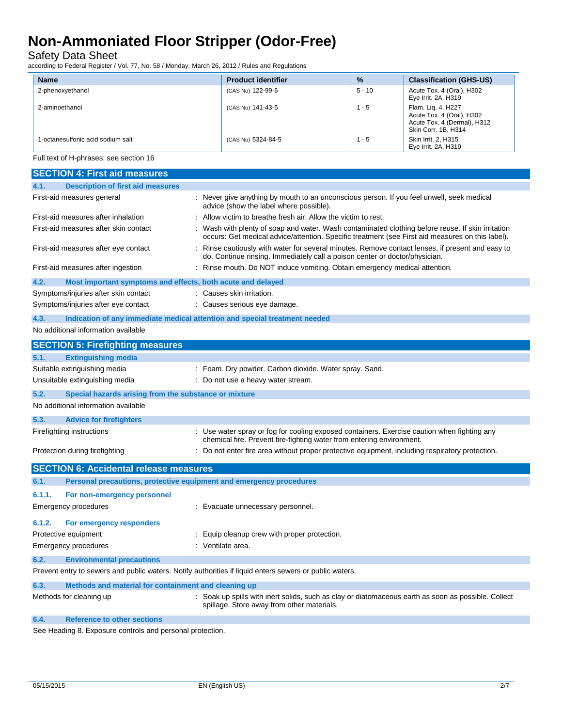| Name | Product identifier | % | Classification (GHS-US) |
|---|---|---|---|
| 2-phenoxyethanol | (CAS No) 122-99-6 | 5 - 10 | Acute Tox. 4 (Oral), H302<br>Eye Irrit. 2A, H319 |
| 2-aminoethanol | (CAS No) 141-43-5 | 1 - 5 | Flam. Liq. 4, H227<br>Acute Tox. 4 (Oral), H302<br>Acute Tox. 4 (Dermal), H312<br>Skin Corr. 1B, H314 |
| 1-octanesulfonic acid sodium salt | (CAS No) 5324-84-5 | 1 - 5 | Skin Irrit. 2, H315<br>Eye Irrit. 2A, H319 |

Full text of H-phrases: see section 16

## SECTION 4: First aid measures

### 4.1. Description of first aid measures

First-aid measures general : Never give anything by mouth to an unconscious person. If you feel unwell, seek medical advice (show the label where possible).

First-aid measures after inhalation : Allow victim to breathe fresh air. Allow the victim to rest.

First-aid measures after skin contact : Wash with plenty of soap and water. Wash contaminated clothing before reuse. If skin irritation occurs: Get medical advice/attention. Specific treatment (see First aid measures on this label).

First-aid measures after eye contact : Rinse cautiously with water for several minutes. Remove contact lenses, if present and easy to do. Continue rinsing. Immediately call a poison center or doctor/physician.

First-aid measures after ingestion : Rinse mouth. Do NOT induce vomiting. Obtain emergency medical attention.

### 4.2. Most important symptoms and effects, both acute and delayed

Symptoms/injuries after skin contact : Causes skin irritation.

Symptoms/injuries after eye contact : Causes serious eye damage.

### 4.3. Indication of any immediate medical attention and special treatment needed

No additional information available

## SECTION 5: Firefighting measures

### 5.1. Extinguishing media

Suitable extinguishing media : Foam. Dry powder. Carbon dioxide. Water spray. Sand.

Unsuitable extinguishing media : Do not use a heavy water stream.

### 5.2. Special hazards arising from the substance or mixture

No additional information available

### 5.3. Advice for firefighters

Firefighting instructions : Use water spray or fog for cooling exposed containers. Exercise caution when fighting any chemical fire. Prevent fire-fighting water from entering environment.

Protection during firefighting : Do not enter fire area without proper protective equipment, including respiratory protection.

## SECTION 6: Accidental release measures

### 6.1. Personal precautions, protective equipment and emergency procedures

#### 6.1.1. For non-emergency personnel

Emergency procedures : Evacuate unnecessary personnel.

#### 6.1.2. For emergency responders

Protective equipment : Equip cleanup crew with proper protection.

Emergency procedures : Ventilate area.

### 6.2. Environmental precautions

Prevent entry to sewers and public waters. Notify authorities if liquid enters sewers or public waters.

### 6.3. Methods and material for containment and cleaning up

Methods for cleaning up : Soak up spills with inert solids, such as clay or diatomaceous earth as soon as possible. Collect spillage. Store away from other materials.

### 6.4. Reference to other sections

See Heading 8. Exposure controls and personal protection.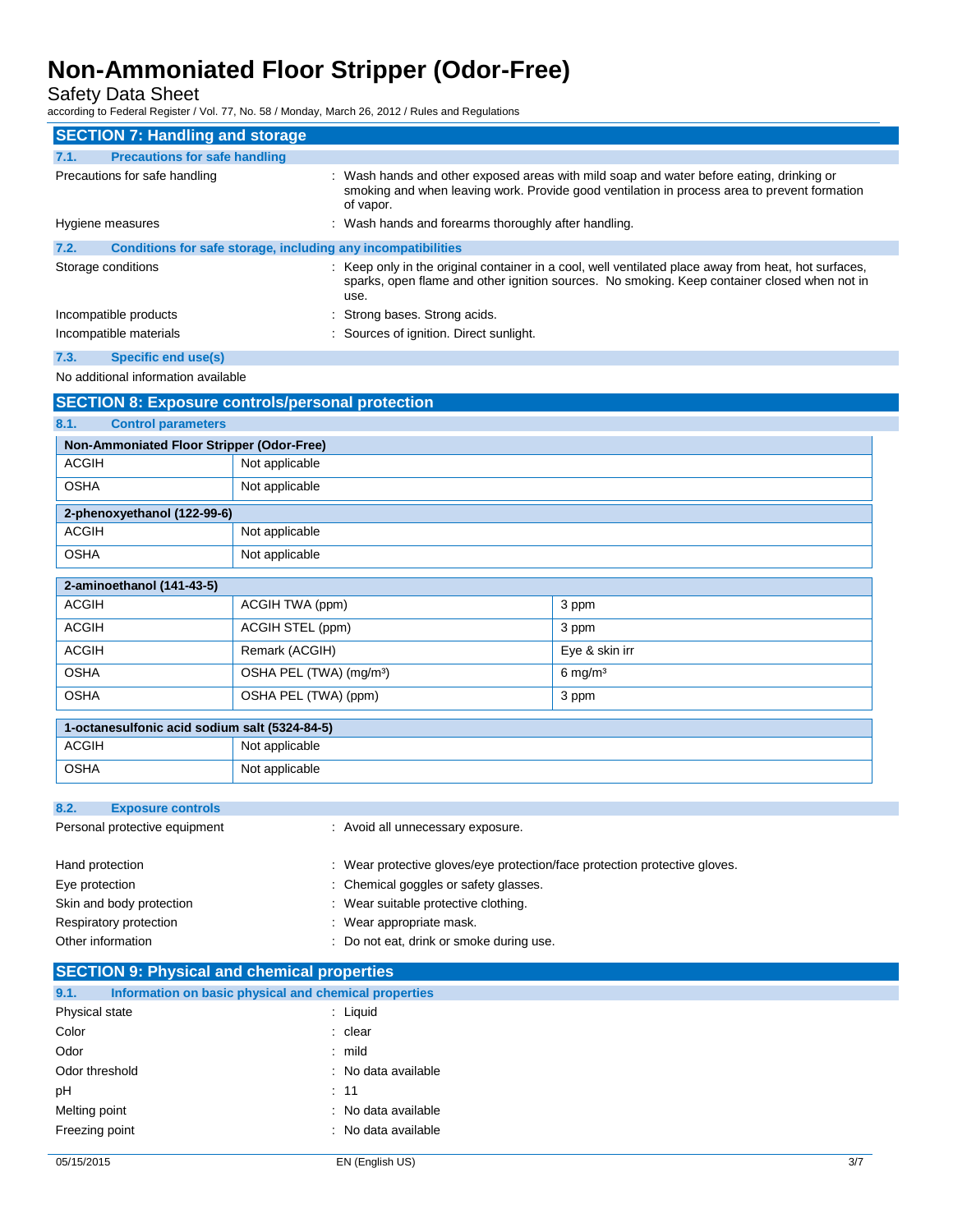## SECTION 7: Handling and storage

### 7.1. Precautions for safe handling

Precautions for safe handling : Wash hands and other exposed areas with mild soap and water before eating, drinking or smoking and when leaving work. Provide good ventilation in process area to prevent formation of vapor.

Hygiene measures : Wash hands and forearms thoroughly after handling.

### 7.2. Conditions for safe storage, including any incompatibilities

Storage conditions : Keep only in the original container in a cool, well ventilated place away from heat, hot surfaces, sparks, open flame and other ignition sources. No smoking. Keep container closed when not in use.

Incompatible products : Strong bases. Strong acids.

Incompatible materials : Sources of ignition. Direct sunlight.

### 7.3. Specific end use(s)

No additional information available

## SECTION 8: Exposure controls/personal protection

### 8.1. Control parameters

| Non-Ammoniated Floor Stripper (Odor-Free) | |
|---|---|
| ACGIH | Not applicable |
| OSHA | Not applicable |

| 2-phenoxyethanol (122-99-6) | |
|---|---|
| ACGIH | Not applicable |
| OSHA | Not applicable |

| 2-aminoethanol (141-43-5) | | |
|---|---|---|
| ACGIH | ACGIH TWA (ppm) | 3 ppm |
| ACGIH | ACGIH STEL (ppm) | 3 ppm |
| ACGIH | Remark (ACGIH) | Eye & skin irr |
| OSHA | OSHA PEL (TWA) (mg/m³) | 6 mg/m³ |
| OSHA | OSHA PEL (TWA) (ppm) | 3 ppm |

| 1-octanesulfonic acid sodium salt (5324-84-5) | |
|---|---|
| ACGIH | Not applicable |
| OSHA | Not applicable |

### 8.2. Exposure controls

Personal protective equipment : Avoid all unnecessary exposure.

Hand protection : Wear protective gloves/eye protection/face protection protective gloves.

Eye protection : Chemical goggles or safety glasses.

Skin and body protection : Wear suitable protective clothing.

Respiratory protection : Wear appropriate mask.

Other information : Do not eat, drink or smoke during use.

## SECTION 9: Physical and chemical properties

### 9.1. Information on basic physical and chemical properties

Physical state : Liquid

Color : clear

Odor : mild

Odor threshold : No data available

pH : 11

Melting point : No data available

Freezing point : No data available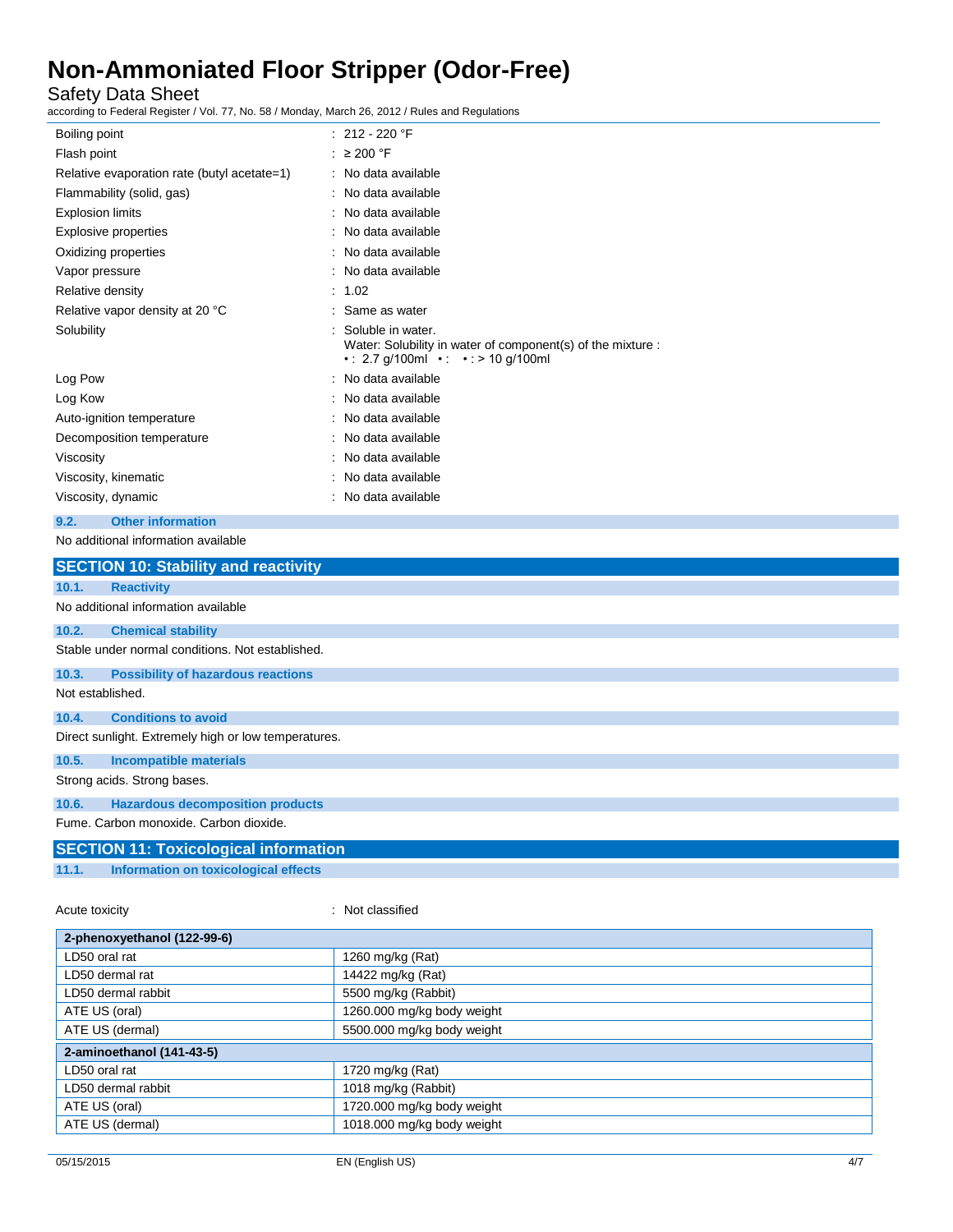| | |
|---|---|
| Boiling point | : 212 - 220 °F |
| Flash point | : ≥ 200 °F |
| Relative evaporation rate (butyl acetate=1) | : No data available |
| Flammability (solid, gas) | : No data available |
| Explosion limits | : No data available |
| Explosive properties | : No data available |
| Oxidizing properties | : No data available |
| Vapor pressure | : No data available |
| Relative density | : 1.02 |
| Relative vapor density at 20 °C | : Same as water |
| Solubility | : Soluble in water. Water: Solubility in water of component(s) of the mixture : • : 2.7 g/100ml • : • : > 10 g/100ml |
| Log Pow | : No data available |
| Log Kow | : No data available |
| Auto-ignition temperature | : No data available |
| Decomposition temperature | : No data available |
| Viscosity | : No data available |
| Viscosity, kinematic | : No data available |
| Viscosity, dynamic | : No data available |

### 9.2. Other information

No additional information available

## SECTION 10: Stability and reactivity

### 10.1. Reactivity

No additional information available

### 10.2. Chemical stability

Stable under normal conditions. Not established.

### 10.3. Possibility of hazardous reactions

Not established.

### 10.4. Conditions to avoid

Direct sunlight. Extremely high or low temperatures.

### 10.5. Incompatible materials

Strong acids. Strong bases.

### 10.6. Hazardous decomposition products

Fume. Carbon monoxide. Carbon dioxide.

## SECTION 11: Toxicological information

### 11.1. Information on toxicological effects

Acute toxicity : Not classified

| 2-phenoxyethanol (122-99-6) | |
|---|---|
| LD50 oral rat | 1260 mg/kg (Rat) |
| LD50 dermal rat | 14422 mg/kg (Rat) |
| LD50 dermal rabbit | 5500 mg/kg (Rabbit) |
| ATE US (oral) | 1260.000 mg/kg body weight |
| ATE US (dermal) | 5500.000 mg/kg body weight |
| **2-aminoethanol (141-43-5)** | |
| LD50 oral rat | 1720 mg/kg (Rat) |
| LD50 dermal rabbit | 1018 mg/kg (Rabbit) |
| ATE US (oral) | 1720.000 mg/kg body weight |
| ATE US (dermal) | 1018.000 mg/kg body weight |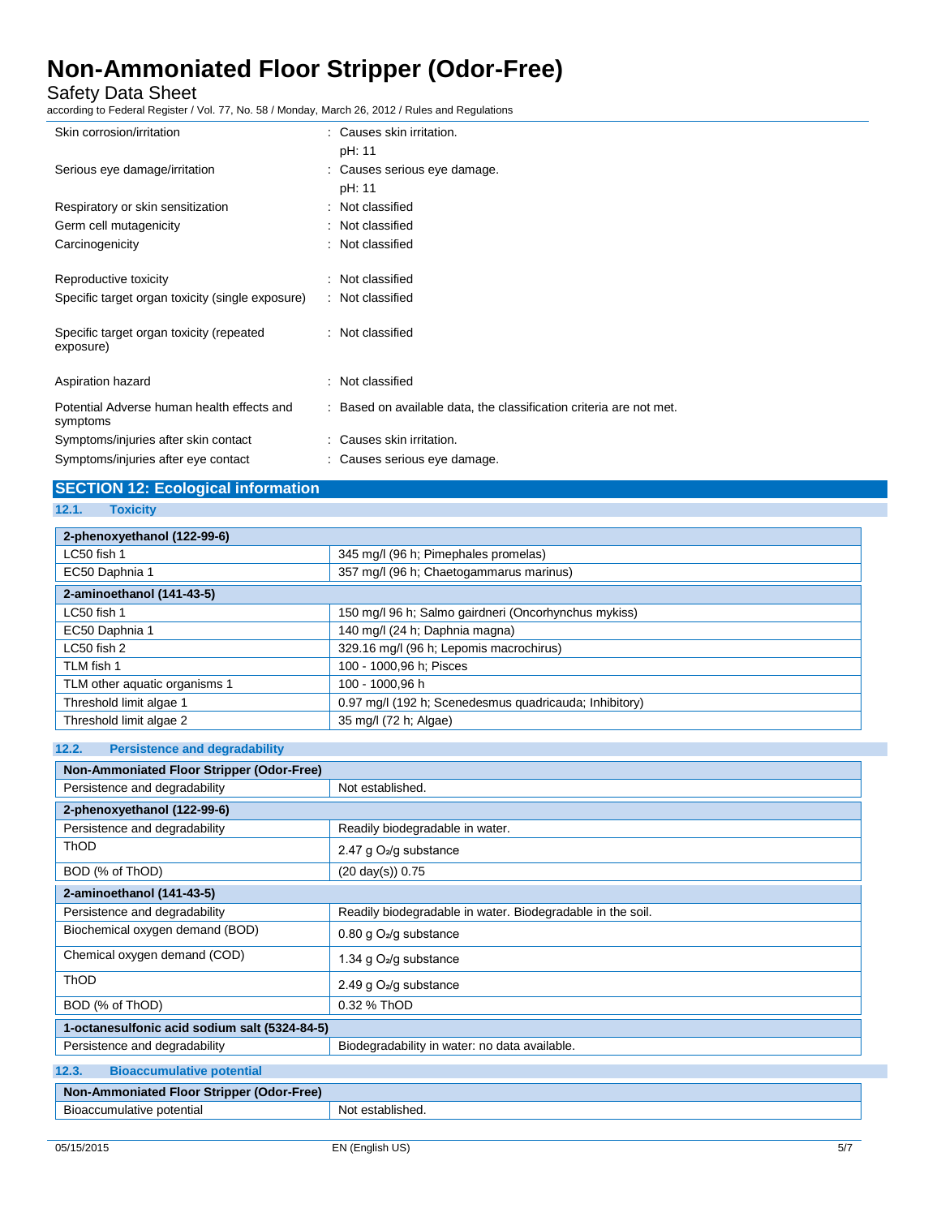| | |
|---|---|
| Skin corrosion/irritation | : Causes skin irritation. pH: 11 |
| Serious eye damage/irritation | : Causes serious eye damage. pH: 11 |
| Respiratory or skin sensitization | : Not classified |
| Germ cell mutagenicity | : Not classified |
| Carcinogenicity | : Not classified |
| Reproductive toxicity | : Not classified |
| Specific target organ toxicity (single exposure) | : Not classified |
| Specific target organ toxicity (repeated exposure) | : Not classified |
| Aspiration hazard | : Not classified |
| Potential Adverse human health effects and symptoms | : Based on available data, the classification criteria are not met. |
| Symptoms/injuries after skin contact | : Causes skin irritation. |
| Symptoms/injuries after eye contact | : Causes serious eye damage. |

## SECTION 12: Ecological information

### 12.1. Toxicity

| 2-phenoxyethanol (122-99-6) | |
|---|---|
| LC50 fish 1 | 345 mg/l (96 h; Pimephales promelas) |
| EC50 Daphnia 1 | 357 mg/l (96 h; Chaetogammarus marinus) |
| **2-aminoethanol (141-43-5)** | |
| LC50 fish 1 | 150 mg/l 96 h; Salmo gairdneri (Oncorhynchus mykiss) |
| EC50 Daphnia 1 | 140 mg/l (24 h; Daphnia magna) |
| LC50 fish 2 | 329.16 mg/l (96 h; Lepomis macrochirus) |
| TLM fish 1 | 100 - 1000,96 h; Pisces |
| TLM other aquatic organisms 1 | 100 - 1000,96 h |
| Threshold limit algae 1 | 0.97 mg/l (192 h; Scenedesmus quadricauda; Inhibitory) |
| Threshold limit algae 2 | 35 mg/l (72 h; Algae) |

### 12.2. Persistence and degradability

| Non-Ammoniated Floor Stripper (Odor-Free) | |
|---|---|
| Persistence and degradability | Not established. |
| **2-phenoxyethanol (122-99-6)** | |
| Persistence and degradability | Readily biodegradable in water. |
| ThOD | 2.47 g $O_2$/g substance |
| BOD (% of ThOD) | (20 day(s)) 0.75 |
| **2-aminoethanol (141-43-5)** | |
| Persistence and degradability | Readily biodegradable in water. Biodegradable in the soil. |
| Biochemical oxygen demand (BOD) | 0.80 g $O_2$/g substance |
| Chemical oxygen demand (COD) | 1.34 g $O_2$/g substance |
| ThOD | 2.49 g $O_2$/g substance |
| BOD (% of ThOD) | 0.32 % ThOD |
| **1-octanesulfonic acid sodium salt (5324-84-5)** | |
| Persistence and degradability | Biodegradability in water: no data available. |

### 12.3. Bioaccumulative potential

| Non-Ammoniated Floor Stripper (Odor-Free) | |
|---|---|
| Bioaccumulative potential | Not established. |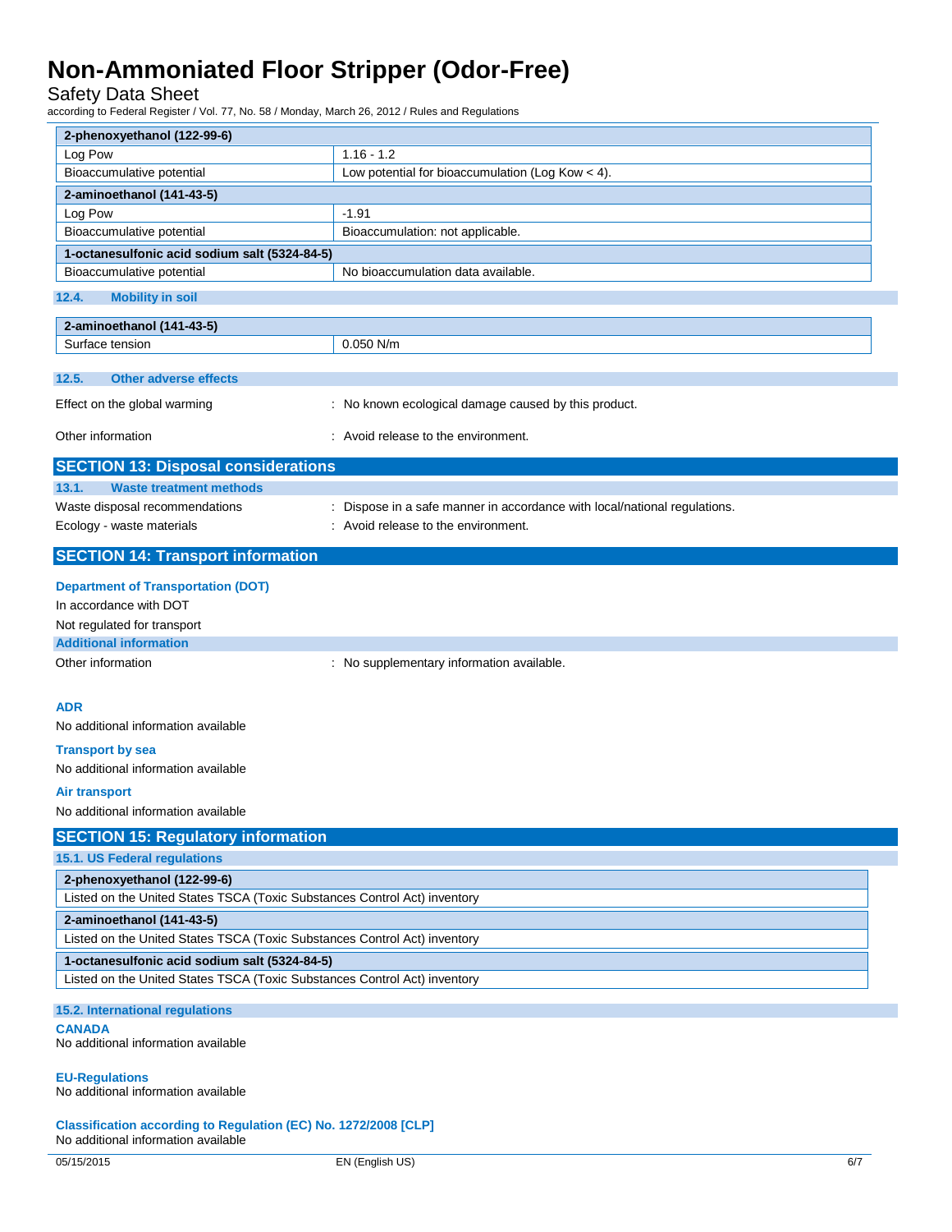| 2-phenoxyethanol (122-99-6) | |
|---|---|
| Log Pow | 1.16 - 1.2 |
| Bioaccumulative potential | Low potential for bioaccumulation (Log Kow < 4). |

| 2-aminoethanol (141-43-5) | |
|---|---|
| Log Pow | -1.91 |
| Bioaccumulative potential | Bioaccumulation: not applicable. |

| 1-octanesulfonic acid sodium salt (5324-84-5) | |
|---|---|
| Bioaccumulative potential | No bioaccumulation data available. |

### 12.4. Mobility in soil

| 2-aminoethanol (141-43-5) | |
|---|---|
| Surface tension | 0.050 N/m |

### 12.5. Other adverse effects

Effect on the global warming : No known ecological damage caused by this product.

Other information : Avoid release to the environment.

## SECTION 13: Disposal considerations

### 13.1. Waste treatment methods

Waste disposal recommendations : Dispose in a safe manner in accordance with local/national regulations.

Ecology - waste materials : Avoid release to the environment.

## SECTION 14: Transport information

**Department of Transportation (DOT)**

In accordance with DOT

Not regulated for transport

**Additional information**

Other information : No supplementary information available.

**ADR**

No additional information available

**Transport by sea**

No additional information available

**Air transport**

No additional information available

## SECTION 15: Regulatory information

### 15.1. US Federal regulations

| 2-phenoxyethanol (122-99-6) |
|---|
| Listed on the United States TSCA (Toxic Substances Control Act) inventory |

| 2-aminoethanol (141-43-5) |
|---|
| Listed on the United States TSCA (Toxic Substances Control Act) inventory |

| 1-octanesulfonic acid sodium salt (5324-84-5) |
|---|
| Listed on the United States TSCA (Toxic Substances Control Act) inventory |

### 15.2. International regulations

**CANADA**

No additional information available

**EU-Regulations**

No additional information available

**Classification according to Regulation (EC) No. 1272/2008 [CLP]**

No additional information available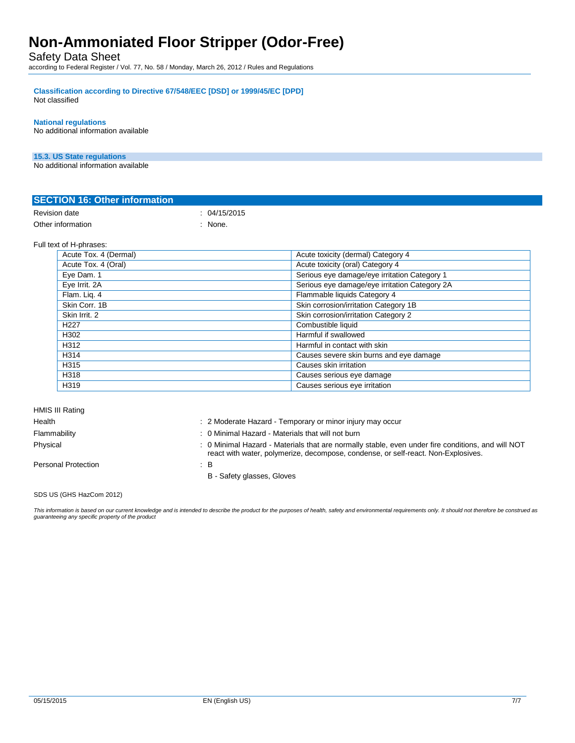**Classification according to Directive 67/548/EEC [DSD] or 1999/45/EC [DPD]**

Not classified

**National regulations**

No additional information available

### 15.3. US State regulations

No additional information available

## SECTION 16: Other information

Revision date : 04/15/2015

Other information : None.

Full text of H-phrases:

| | |
|---|---|
| Acute Tox. 4 (Dermal) | Acute toxicity (dermal) Category 4 |
| Acute Tox. 4 (Oral) | Acute toxicity (oral) Category 4 |
| Eye Dam. 1 | Serious eye damage/eye irritation Category 1 |
| Eye Irrit. 2A | Serious eye damage/eye irritation Category 2A |
| Flam. Liq. 4 | Flammable liquids Category 4 |
| Skin Corr. 1B | Skin corrosion/irritation Category 1B |
| Skin Irrit. 2 | Skin corrosion/irritation Category 2 |
| H227 | Combustible liquid |
| H302 | Harmful if swallowed |
| H312 | Harmful in contact with skin |
| H314 | Causes severe skin burns and eye damage |
| H315 | Causes skin irritation |
| H318 | Causes serious eye damage |
| H319 | Causes serious eye irritation |

HMIS III Rating

Health : 2 Moderate Hazard - Temporary or minor injury may occur

Flammability : 0 Minimal Hazard - Materials that will not burn

Physical : 0 Minimal Hazard - Materials that are normally stable, even under fire conditions, and will NOT react with water, polymerize, decompose, condense, or self-react. Non-Explosives.

Personal Protection : B

B - Safety glasses, Gloves

SDS US (GHS HazCom 2012)

*This information is based on our current knowledge and is intended to describe the product for the purposes of health, safety and environmental requirements only. It should not therefore be construed as guaranteeing any specific property of the product*